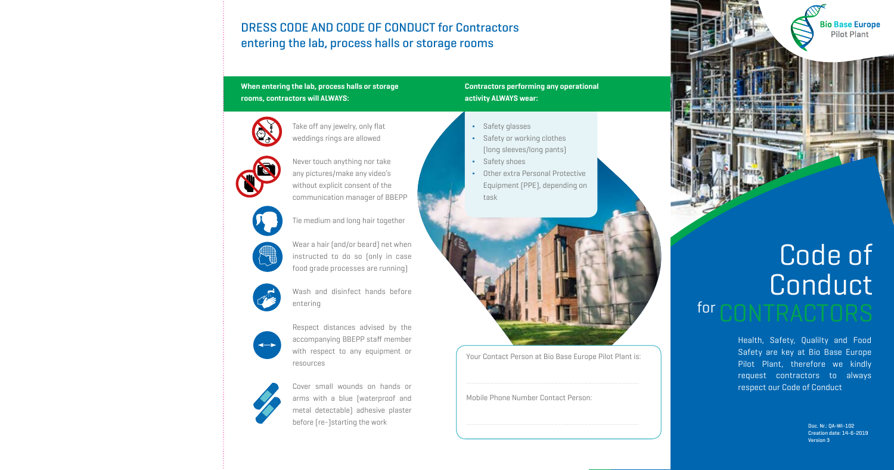## DRESS CODE AND CODE OF CONDUCT for Contractors entering the lab, process halls or storage rooms

**When entering the lab, process halls or storage rooms, contractors will ALWAYS:**

- Take off any jewelry, only flat weddings rings are allowed
- Never touch anything nor take any pictures/make any video's without explicit consent of the communication manager of BBEPP
- Tie medium and long hair together
- Wear a hair (and/or beard) net when instructed to do so (only in case food grade processes are running)
- Wash and disinfect hands before entering
- Respect distances advised by the accompanying BBEPP staff member with respect to any equipment or resources
- Cover small wounds on hands or arms with a blue (waterproof and metal detectable) adhesive plaster before (re-)starting the work

**Contractors performing any operational activity ALWAYS wear:**

- Safety glasses
- Safety or working clothes (long sleeves/long pants)
- Safety shoes
- Other extra Personal Protective Equipment (PPE), depending on task

Your Contact Person at Bio Base Europe Pilot Plant is:

Mobile Phone Number Contact Person:

Bio Base Europe Pilot Plant

# Code of Conduct for CONTRACTORS

Health, Safety, Qualilty and Food Safety are key at Bio Base Europe Pilot Plant, therefore we kindly request contractors to always respect our Code of Conduct

Doc. Nr.: QA-WI-102
Creation date: 14-6-2019
Version 3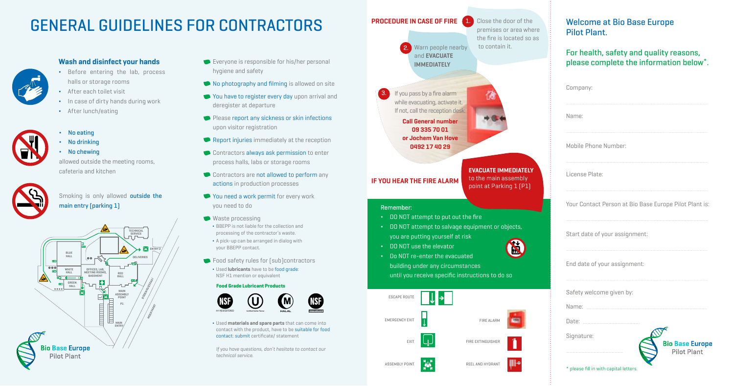# GENERAL GUIDELINES FOR CONTRACTORS

### Wash and disinfect your hands

- Before entering the lab, process halls or storage rooms
- After each toilet visit
- In case of dirty hands during work
- After lunch/eating

- No eating
- No drinking
- No chewing

allowed outside the meeting rooms, cafeteria and kitchen

Smoking is only allowed **outside the main entry (parking 1)**

TECHNICAL SERVICE
BLUE HALL
ENTRY 2
DELIVERIES
WHITE HALL
OFFICES, LAB, MEETING ROOMS, BASEMENT
RED HALL
GREEN HALL
MAIN ASSEMBLY POINT
P1
MAIN ENTRY
RODENHUIZEKAAI
MEERVAART

**Bio Base Europe** Pilot Plant

- Everyone is responsible for his/her personal hygiene and safety
- No photography and filming is allowed on site
- You have to register every day upon arrival and deregister at departure
- Please report any sickness or skin infections upon visitor registration
- Report injuries immediately at the reception
- Contractors always ask permission to enter process halls, labs or storage rooms
- Contractors are not allowed to perform any actions in production processes
- You need a work permit for every work you need to do
- Waste processing
  - BBEPP is not liable for the collection and processing of the contractor's waste.
  - A pick-up can be arranged in dialog with your BBEPP contact.
- Food safety rules for (sub)contractors
  - Used **lubricants** have to be food grade: NSF H1 mention or equivalent

**Food Grade Lubricant Products**

NSF H1 REGISTERED · Certified Kosher Pareve · HALAL · NSF

- Used **materials and spare parts** that can come into contact with the product, have to be suitable for food contact: submit certificate/ statement

*If you have questions, don't hesitate to contact our technical service.*

## PROCEDURE IN CASE OF FIRE

1. Close the door of the premises or area where the fire is located so as to contain it.
2. Warn people nearby and **EVACUATE IMMEDIATELY**
3. If you pass by a fire alarm while evacuating, activate it. If not, call the reception desk:

**Call General number 09 335 70 01 or Jochem Van Hove 0492 17 40 29**

## IF YOU HEAR THE FIRE ALARM

**EVACUATE IMMEDIATELY** to the main assembly point at Parking 1 (P1)

**Remember:**

- DO NOT attempt to put out the fire
- DO NOT attempt to salvage equipment or objects, you are putting yourself at risk
- DO NOT use the elevator
- Do NOT re-enter the evacuated building under any circumstances until you receive specific instructions to do so

ESCAPE ROUTE
EMERGENCY EXIT
EXIT
ASSEMBLY POINT
FIRE ALARM
FIRE EXTINGUISHER
REEL AND HYDRANT

## Welcome at Bio Base Europe Pilot Plant.

### For health, safety and quality reasons, please complete the information below*.

Company:

Name:

Mobile Phone Number:

License Plate:

Your Contact Person at Bio Base Europe Pilot Plant is:

Start date of your assignment:

End date of your assignment:

Safety welcome given by:

Name:

Date:

Signature:

**Bio Base Europe** Pilot Plant

* please fill in with capital letters.